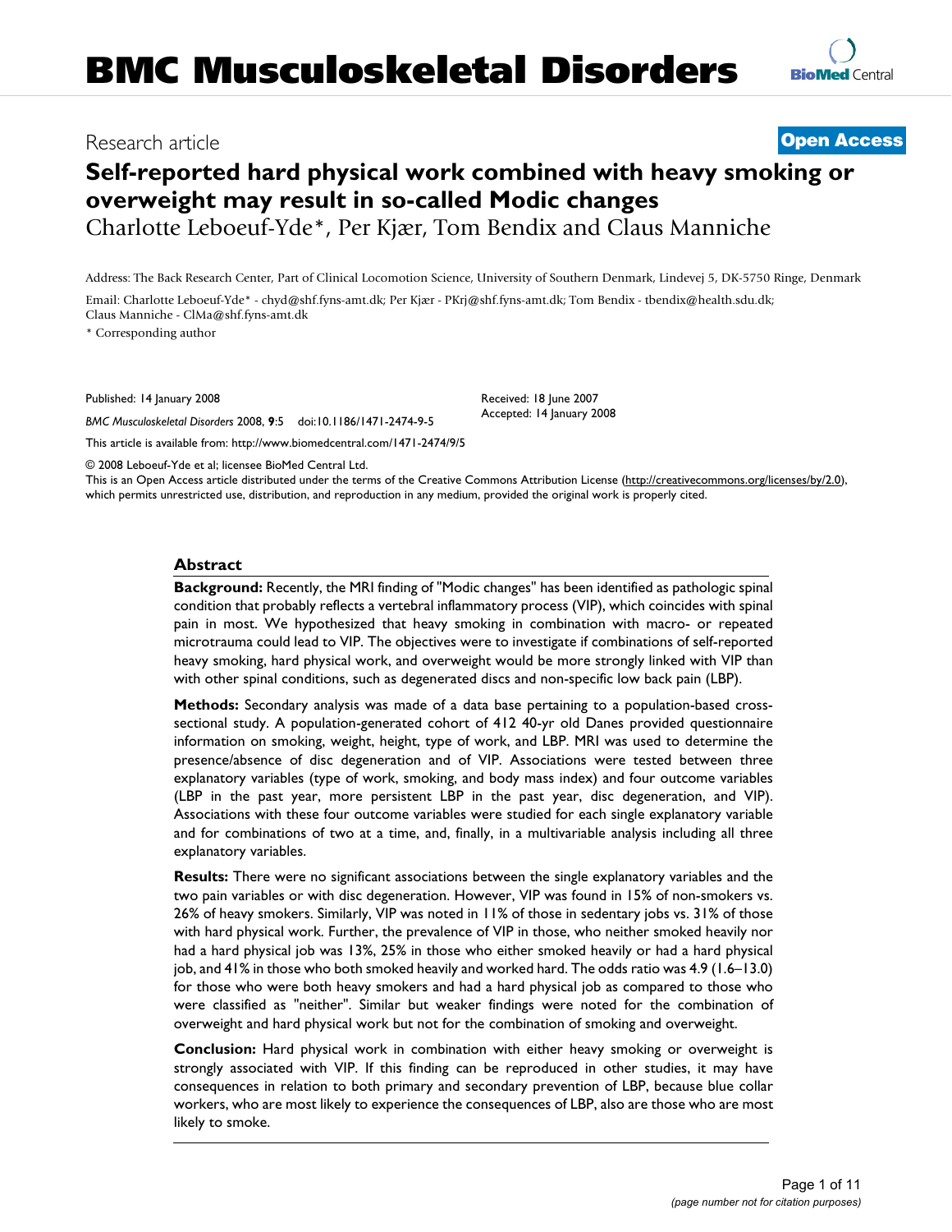# Self-reported hard physical work combined with heavy smoking or overweight may result in so-called Modic changes

Research article — **Open Access**

Charlotte Leboeuf-Yde*, Per Kjær, Tom Bendix and Claus Manniche

Address: The Back Research Center, Part of Clinical Locomotion Science, University of Southern Denmark, Lindevej 5, DK-5750 Ringe, Denmark

Email: Charlotte Leboeuf-Yde* - chyd@shf.fyns-amt.dk; Per Kjær - PKrj@shf.fyns-amt.dk; Tom Bendix - tbendix@health.sdu.dk; Claus Manniche - ClMa@shf.fyns-amt.dk

\* Corresponding author

Published: 14 January 2008

*BMC Musculoskeletal Disorders* 2008, **9**:5 doi:10.1186/1471-2474-9-5

Received: 18 June 2007
Accepted: 14 January 2008

This article is available from: http://www.biomedcentral.com/1471-2474/9/5

© 2008 Leboeuf-Yde et al; licensee BioMed Central Ltd.
This is an Open Access article distributed under the terms of the Creative Commons Attribution License (http://creativecommons.org/licenses/by/2.0), which permits unrestricted use, distribution, and reproduction in any medium, provided the original work is properly cited.

## Abstract

**Background:** Recently, the MRI finding of "Modic changes" has been identified as pathologic spinal condition that probably reflects a vertebral inflammatory process (VIP), which coincides with spinal pain in most. We hypothesized that heavy smoking in combination with macro- or repeated microtrauma could lead to VIP. The objectives were to investigate if combinations of self-reported heavy smoking, hard physical work, and overweight would be more strongly linked with VIP than with other spinal conditions, such as degenerated discs and non-specific low back pain (LBP).

**Methods:** Secondary analysis was made of a data base pertaining to a population-based cross-sectional study. A population-generated cohort of 412 40-yr old Danes provided questionnaire information on smoking, weight, height, type of work, and LBP. MRI was used to determine the presence/absence of disc degeneration and of VIP. Associations were tested between three explanatory variables (type of work, smoking, and body mass index) and four outcome variables (LBP in the past year, more persistent LBP in the past year, disc degeneration, and VIP). Associations with these four outcome variables were studied for each single explanatory variable and for combinations of two at a time, and, finally, in a multivariable analysis including all three explanatory variables.

**Results:** There were no significant associations between the single explanatory variables and the two pain variables or with disc degeneration. However, VIP was found in 15% of non-smokers vs. 26% of heavy smokers. Similarly, VIP was noted in 11% of those in sedentary jobs vs. 31% of those with hard physical work. Further, the prevalence of VIP in those, who neither smoked heavily nor had a hard physical job was 13%, 25% in those who either smoked heavily or had a hard physical job, and 41% in those who both smoked heavily and worked hard. The odds ratio was 4.9 (1.6–13.0) for those who were both heavy smokers and had a hard physical job as compared to those who were classified as "neither". Similar but weaker findings were noted for the combination of overweight and hard physical work but not for the combination of smoking and overweight.

**Conclusion:** Hard physical work in combination with either heavy smoking or overweight is strongly associated with VIP. If this finding can be reproduced in other studies, it may have consequences in relation to both primary and secondary prevention of LBP, because blue collar workers, who are most likely to experience the consequences of LBP, also are those who are most likely to smoke.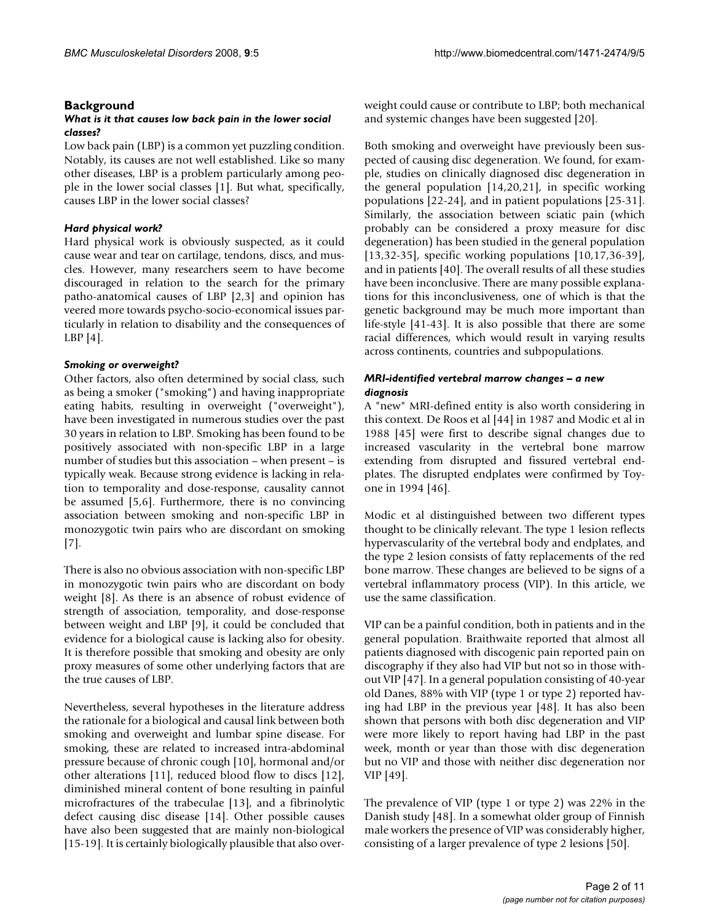## Background

### *What is it that causes low back pain in the lower social classes?*

Low back pain (LBP) is a common yet puzzling condition. Notably, its causes are not well established. Like so many other diseases, LBP is a problem particularly among people in the lower social classes [1]. But what, specifically, causes LBP in the lower social classes?

### *Hard physical work?*

Hard physical work is obviously suspected, as it could cause wear and tear on cartilage, tendons, discs, and muscles. However, many researchers seem to have become discouraged in relation to the search for the primary patho-anatomical causes of LBP [2,3] and opinion has veered more towards psycho-socio-economical issues particularly in relation to disability and the consequences of LBP [4].

### *Smoking or overweight?*

Other factors, also often determined by social class, such as being a smoker ("smoking") and having inappropriate eating habits, resulting in overweight ("overweight"), have been investigated in numerous studies over the past 30 years in relation to LBP. Smoking has been found to be positively associated with non-specific LBP in a large number of studies but this association – when present – is typically weak. Because strong evidence is lacking in relation to temporality and dose-response, causality cannot be assumed [5,6]. Furthermore, there is no convincing association between smoking and non-specific LBP in monozygotic twin pairs who are discordant on smoking [7].

There is also no obvious association with non-specific LBP in monozygotic twin pairs who are discordant on body weight [8]. As there is an absence of robust evidence of strength of association, temporality, and dose-response between weight and LBP [9], it could be concluded that evidence for a biological cause is lacking also for obesity. It is therefore possible that smoking and obesity are only proxy measures of some other underlying factors that are the true causes of LBP.

Nevertheless, several hypotheses in the literature address the rationale for a biological and causal link between both smoking and overweight and lumbar spine disease. For smoking, these are related to increased intra-abdominal pressure because of chronic cough [10], hormonal and/or other alterations [11], reduced blood flow to discs [12], diminished mineral content of bone resulting in painful microfractures of the trabeculae [13], and a fibrinolytic defect causing disc disease [14]. Other possible causes have also been suggested that are mainly non-biological [15-19]. It is certainly biologically plausible that also overweight could cause or contribute to LBP; both mechanical and systemic changes have been suggested [20].

Both smoking and overweight have previously been suspected of causing disc degeneration. We found, for example, studies on clinically diagnosed disc degeneration in the general population [14,20,21], in specific working populations [22-24], and in patient populations [25-31]. Similarly, the association between sciatic pain (which probably can be considered a proxy measure for disc degeneration) has been studied in the general population [13,32-35], specific working populations [10,17,36-39], and in patients [40]. The overall results of all these studies have been inconclusive. There are many possible explanations for this inconclusiveness, one of which is that the genetic background may be much more important than life-style [41-43]. It is also possible that there are some racial differences, which would result in varying results across continents, countries and subpopulations.

### *MRI-identified vertebral marrow changes – a new diagnosis*

A "new" MRI-defined entity is also worth considering in this context. De Roos et al [44] in 1987 and Modic et al in 1988 [45] were first to describe signal changes due to increased vascularity in the vertebral bone marrow extending from disrupted and fissured vertebral endplates. The disrupted endplates were confirmed by Toyone in 1994 [46].

Modic et al distinguished between two different types thought to be clinically relevant. The type 1 lesion reflects hypervascularity of the vertebral body and endplates, and the type 2 lesion consists of fatty replacements of the red bone marrow. These changes are believed to be signs of a vertebral inflammatory process (VIP). In this article, we use the same classification.

VIP can be a painful condition, both in patients and in the general population. Braithwaite reported that almost all patients diagnosed with discogenic pain reported pain on discography if they also had VIP but not so in those without VIP [47]. In a general population consisting of 40-year old Danes, 88% with VIP (type 1 or type 2) reported having had LBP in the previous year [48]. It has also been shown that persons with both disc degeneration and VIP were more likely to report having had LBP in the past week, month or year than those with disc degeneration but no VIP and those with neither disc degeneration nor VIP [49].

The prevalence of VIP (type 1 or type 2) was 22% in the Danish study [48]. In a somewhat older group of Finnish male workers the presence of VIP was considerably higher, consisting of a larger prevalence of type 2 lesions [50].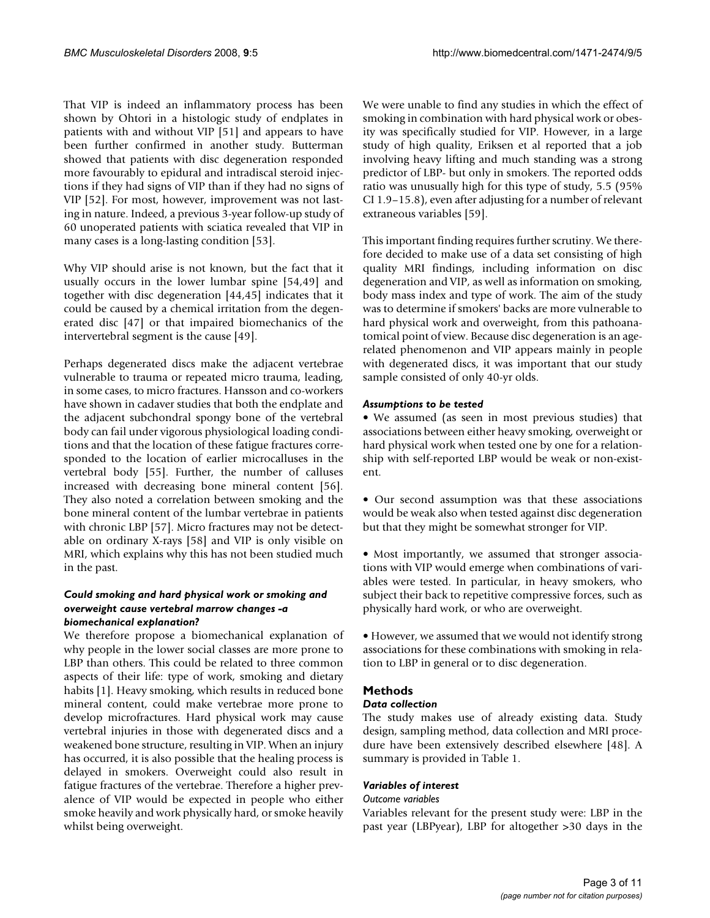That VIP is indeed an inflammatory process has been shown by Ohtori in a histologic study of endplates in patients with and without VIP [51] and appears to have been further confirmed in another study. Butterman showed that patients with disc degeneration responded more favourably to epidural and intradiscal steroid injections if they had signs of VIP than if they had no signs of VIP [52]. For most, however, improvement was not lasting in nature. Indeed, a previous 3-year follow-up study of 60 unoperated patients with sciatica revealed that VIP in many cases is a long-lasting condition [53].

Why VIP should arise is not known, but the fact that it usually occurs in the lower lumbar spine [54,49] and together with disc degeneration [44,45] indicates that it could be caused by a chemical irritation from the degenerated disc [47] or that impaired biomechanics of the intervertebral segment is the cause [49].

Perhaps degenerated discs make the adjacent vertebrae vulnerable to trauma or repeated micro trauma, leading, in some cases, to micro fractures. Hansson and co-workers have shown in cadaver studies that both the endplate and the adjacent subchondral spongy bone of the vertebral body can fail under vigorous physiological loading conditions and that the location of these fatigue fractures corresponded to the location of earlier microcalluses in the vertebral body [55]. Further, the number of calluses increased with decreasing bone mineral content [56]. They also noted a correlation between smoking and the bone mineral content of the lumbar vertebrae in patients with chronic LBP [57]. Micro fractures may not be detectable on ordinary X-rays [58] and VIP is only visible on MRI, which explains why this has not been studied much in the past.

### *Could smoking and hard physical work or smoking and overweight cause vertebral marrow changes -a biomechanical explanation?*

We therefore propose a biomechanical explanation of why people in the lower social classes are more prone to LBP than others. This could be related to three common aspects of their life: type of work, smoking and dietary habits [1]. Heavy smoking, which results in reduced bone mineral content, could make vertebrae more prone to develop microfractures. Hard physical work may cause vertebral injuries in those with degenerated discs and a weakened bone structure, resulting in VIP. When an injury has occurred, it is also possible that the healing process is delayed in smokers. Overweight could also result in fatigue fractures of the vertebrae. Therefore a higher prevalence of VIP would be expected in people who either smoke heavily and work physically hard, or smoke heavily whilst being overweight.

We were unable to find any studies in which the effect of smoking in combination with hard physical work or obesity was specifically studied for VIP. However, in a large study of high quality, Eriksen et al reported that a job involving heavy lifting and much standing was a strong predictor of LBP- but only in smokers. The reported odds ratio was unusually high for this type of study, 5.5 (95% CI 1.9–15.8), even after adjusting for a number of relevant extraneous variables [59].

This important finding requires further scrutiny. We therefore decided to make use of a data set consisting of high quality MRI findings, including information on disc degeneration and VIP, as well as information on smoking, body mass index and type of work. The aim of the study was to determine if smokers' backs are more vulnerable to hard physical work and overweight, from this pathoanatomical point of view. Because disc degeneration is an age-related phenomenon and VIP appears mainly in people with degenerated discs, it was important that our study sample consisted of only 40-yr olds.

### *Assumptions to be tested*

- We assumed (as seen in most previous studies) that associations between either heavy smoking, overweight or hard physical work when tested one by one for a relationship with self-reported LBP would be weak or non-existent.

- Our second assumption was that these associations would be weak also when tested against disc degeneration but that they might be somewhat stronger for VIP.

- Most importantly, we assumed that stronger associations with VIP would emerge when combinations of variables were tested. In particular, in heavy smokers, who subject their back to repetitive compressive forces, such as physically hard work, or who are overweight.

- However, we assumed that we would not identify strong associations for these combinations with smoking in relation to LBP in general or to disc degeneration.

## Methods

### *Data collection*

The study makes use of already existing data. Study design, sampling method, data collection and MRI procedure have been extensively described elsewhere [48]. A summary is provided in Table 1.

### *Variables of interest*

#### *Outcome variables*

Variables relevant for the present study were: LBP in the past year (LBPyear), LBP for altogether >30 days in the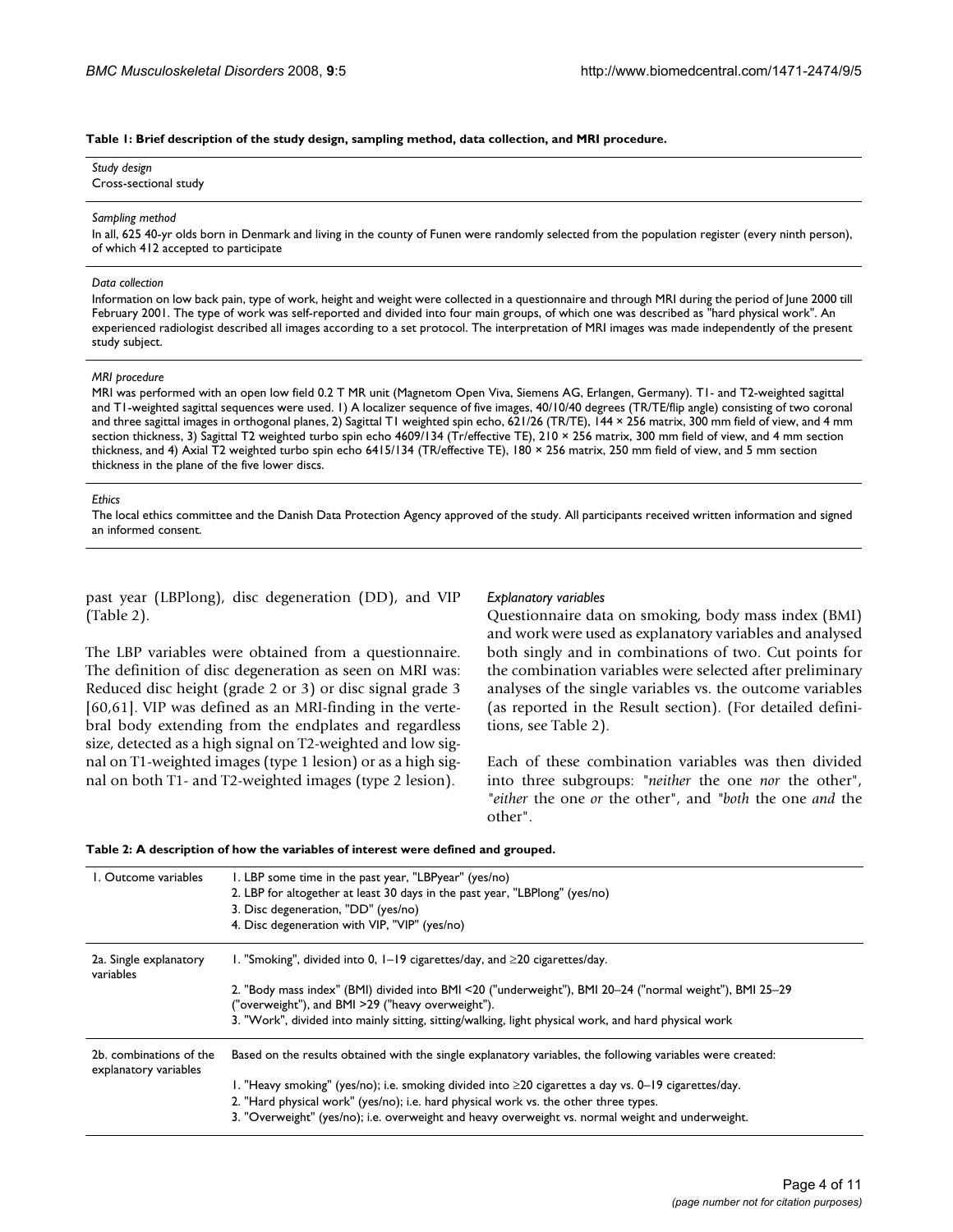**Table 1: Brief description of the study design, sampling method, data collection, and MRI procedure.**

| |
|---|
| *Study design*<br>Cross-sectional study |
| *Sampling method*<br>In all, 625 40-yr olds born in Denmark and living in the county of Funen were randomly selected from the population register (every ninth person), of which 412 accepted to participate |
| *Data collection*<br>Information on low back pain, type of work, height and weight were collected in a questionnaire and through MRI during the period of June 2000 till February 2001. The type of work was self-reported and divided into four main groups, of which one was described as "hard physical work". An experienced radiologist described all images according to a set protocol. The interpretation of MRI images was made independently of the present study subject. |
| *MRI procedure*<br>MRI was performed with an open low field 0.2 T MR unit (Magnetom Open Viva, Siemens AG, Erlangen, Germany). T1- and T2-weighted sagittal and T1-weighted sagittal sequences were used. 1) A localizer sequence of five images, 40/10/40 degrees (TR/TE/flip angle) consisting of two coronal and three sagittal images in orthogonal planes, 2) Sagittal T1 weighted spin echo, 621/26 (TR/TE), 144 × 256 matrix, 300 mm field of view, and 4 mm section thickness, 3) Sagittal T2 weighted turbo spin echo 4609/134 (Tr/effective TE), 210 × 256 matrix, 300 mm field of view, and 4 mm section thickness, and 4) Axial T2 weighted turbo spin echo 6415/134 (TR/effective TE), 180 × 256 matrix, 250 mm field of view, and 5 mm section thickness in the plane of the five lower discs. |
| *Ethics*<br>The local ethics committee and the Danish Data Protection Agency approved of the study. All participants received written information and signed an informed consent. |

past year (LBPlong), disc degeneration (DD), and VIP (Table 2).

The LBP variables were obtained from a questionnaire. The definition of disc degeneration as seen on MRI was: Reduced disc height (grade 2 or 3) or disc signal grade 3 [60,61]. VIP was defined as an MRI-finding in the vertebral body extending from the endplates and regardless size, detected as a high signal on T2-weighted and low signal on T1-weighted images (type 1 lesion) or as a high signal on both T1- and T2-weighted images (type 2 lesion).

### *Explanatory variables*

Questionnaire data on smoking, body mass index (BMI) and work were used as explanatory variables and analysed both singly and in combinations of two. Cut points for the combination variables were selected after preliminary analyses of the single variables vs. the outcome variables (as reported in the Result section). (For detailed definitions, see Table 2).

Each of these combination variables was then divided into three subgroups: "*neither* the one *nor* the other", "*either* the one *or* the other", and "*both* the one *and* the other".

**Table 2: A description of how the variables of interest were defined and grouped.**

| | |
|---|---|
| 1. Outcome variables | 1. LBP some time in the past year, "LBPyear" (yes/no)<br>2. LBP for altogether at least 30 days in the past year, "LBPlong" (yes/no)<br>3. Disc degeneration, "DD" (yes/no)<br>4. Disc degeneration with VIP, "VIP" (yes/no) |
| 2a. Single explanatory variables | 1. "Smoking", divided into 0, 1–19 cigarettes/day, and ≥20 cigarettes/day.<br>2. "Body mass index" (BMI) divided into BMI <20 ("underweight"), BMI 20–24 ("normal weight"), BMI 25–29 ("overweight"), and BMI >29 ("heavy overweight").<br>3. "Work", divided into mainly sitting, sitting/walking, light physical work, and hard physical work |
| 2b. combinations of the explanatory variables | Based on the results obtained with the single explanatory variables, the following variables were created:<br>1. "Heavy smoking" (yes/no); i.e. smoking divided into ≥20 cigarettes a day vs. 0–19 cigarettes/day.<br>2. "Hard physical work" (yes/no); i.e. hard physical work vs. the other three types.<br>3. "Overweight" (yes/no); i.e. overweight and heavy overweight vs. normal weight and underweight. |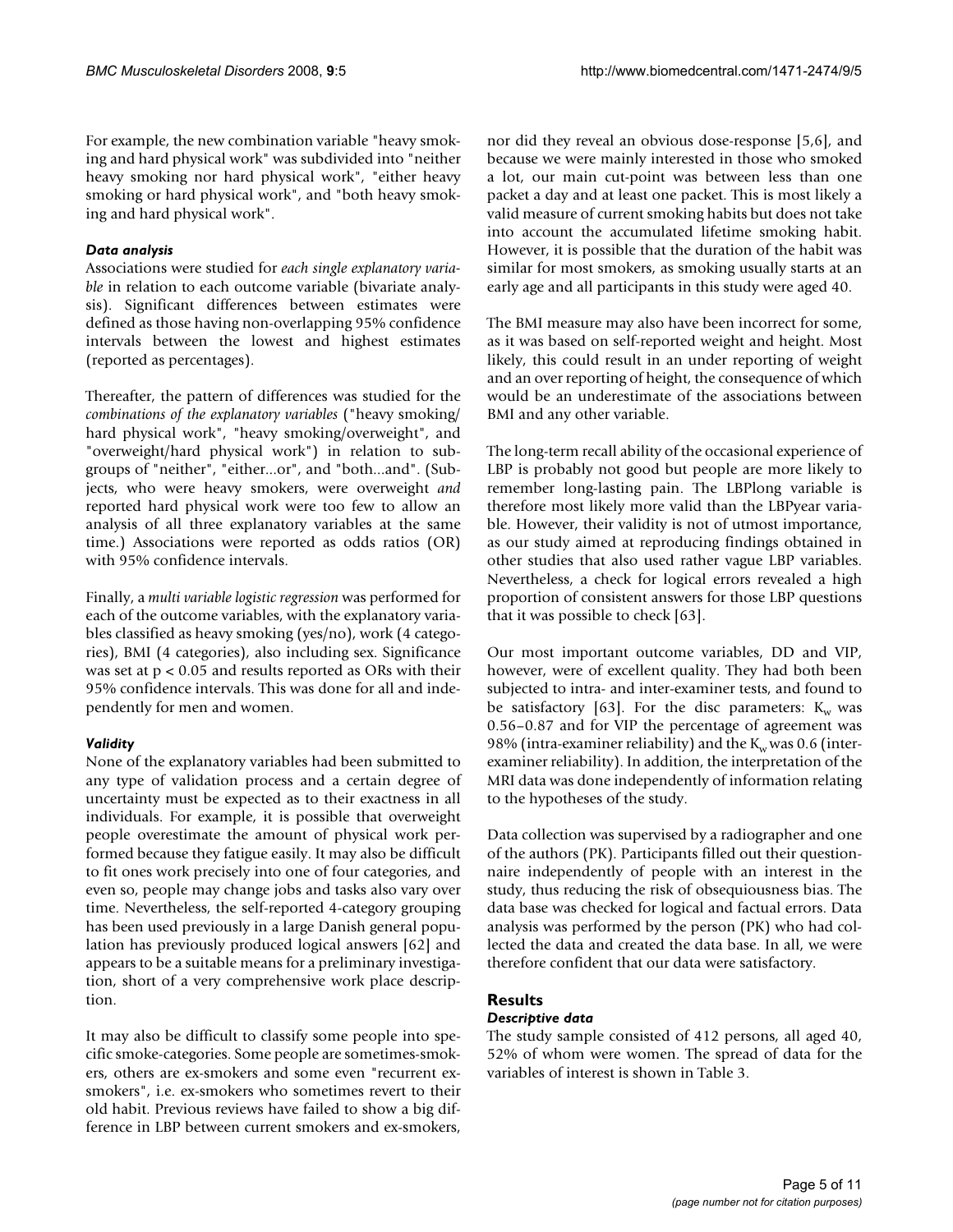For example, the new combination variable "heavy smoking and hard physical work" was subdivided into "neither heavy smoking nor hard physical work", "either heavy smoking or hard physical work", and "both heavy smoking and hard physical work".

### *Data analysis*

Associations were studied for *each single explanatory variable* in relation to each outcome variable (bivariate analysis). Significant differences between estimates were defined as those having non-overlapping 95% confidence intervals between the lowest and highest estimates (reported as percentages).

Thereafter, the pattern of differences was studied for the *combinations of the explanatory variables* ("heavy smoking/hard physical work", "heavy smoking/overweight", and "overweight/hard physical work") in relation to subgroups of "neither", "either...or", and "both...and". (Subjects, who were heavy smokers, were overweight *and* reported hard physical work were too few to allow an analysis of all three explanatory variables at the same time.) Associations were reported as odds ratios (OR) with 95% confidence intervals.

Finally, a *multi variable logistic regression* was performed for each of the outcome variables, with the explanatory variables classified as heavy smoking (yes/no), work (4 categories), BMI (4 categories), also including sex. Significance was set at $p < 0.05$ and results reported as ORs with their 95% confidence intervals. This was done for all and independently for men and women.

### *Validity*

None of the explanatory variables had been submitted to any type of validation process and a certain degree of uncertainty must be expected as to their exactness in all individuals. For example, it is possible that overweight people overestimate the amount of physical work performed because they fatigue easily. It may also be difficult to fit ones work precisely into one of four categories, and even so, people may change jobs and tasks also vary over time. Nevertheless, the self-reported 4-category grouping has been used previously in a large Danish general population has previously produced logical answers [62] and appears to be a suitable means for a preliminary investigation, short of a very comprehensive work place description.

It may also be difficult to classify some people into specific smoke-categories. Some people are sometimes-smokers, others are ex-smokers and some even "recurrent ex-smokers", i.e. ex-smokers who sometimes revert to their old habit. Previous reviews have failed to show a big difference in LBP between current smokers and ex-smokers, nor did they reveal an obvious dose-response [5,6], and because we were mainly interested in those who smoked a lot, our main cut-point was between less than one packet a day and at least one packet. This is most likely a valid measure of current smoking habits but does not take into account the accumulated lifetime smoking habit. However, it is possible that the duration of the habit was similar for most smokers, as smoking usually starts at an early age and all participants in this study were aged 40.

The BMI measure may also have been incorrect for some, as it was based on self-reported weight and height. Most likely, this could result in an under reporting of weight and an over reporting of height, the consequence of which would be an underestimate of the associations between BMI and any other variable.

The long-term recall ability of the occasional experience of LBP is probably not good but people are more likely to remember long-lasting pain. The LBPlong variable is therefore most likely more valid than the LBPyear variable. However, their validity is not of utmost importance, as our study aimed at reproducing findings obtained in other studies that also used rather vague LBP variables. Nevertheless, a check for logical errors revealed a high proportion of consistent answers for those LBP questions that it was possible to check [63].

Our most important outcome variables, DD and VIP, however, were of excellent quality. They had both been subjected to intra- and inter-examiner tests, and found to be satisfactory [63]. For the disc parameters: $K_w$ was 0.56–0.87 and for VIP the percentage of agreement was 98% (intra-examiner reliability) and the $K_w$ was 0.6 (inter-examiner reliability). In addition, the interpretation of the MRI data was done independently of information relating to the hypotheses of the study.

Data collection was supervised by a radiographer and one of the authors (PK). Participants filled out their questionnaire independently of people with an interest in the study, thus reducing the risk of obsequiousness bias. The data base was checked for logical and factual errors. Data analysis was performed by the person (PK) who had collected the data and created the data base. In all, we were therefore confident that our data were satisfactory.

## Results

### *Descriptive data*

The study sample consisted of 412 persons, all aged 40, 52% of whom were women. The spread of data for the variables of interest is shown in Table 3.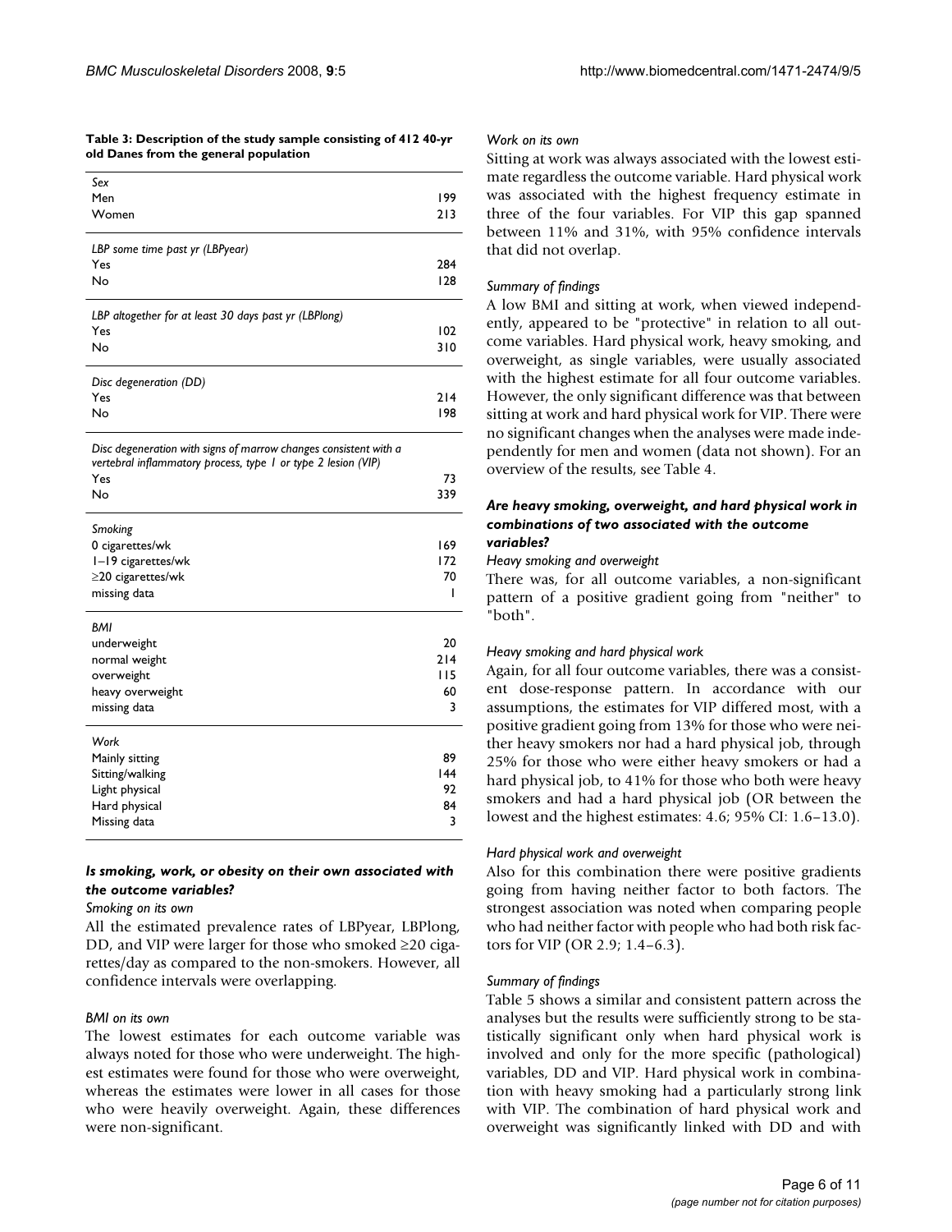**Table 3: Description of the study sample consisting of 412 40-yr old Danes from the general population**

| | |
|---|---|
| *Sex* | |
| Men | 199 |
| Women | 213 |
| *LBP some time past yr (LBPyear)* | |
| Yes | 284 |
| No | 128 |
| *LBP altogether for at least 30 days past yr (LBPlong)* | |
| Yes | 102 |
| No | 310 |
| *Disc degeneration (DD)* | |
| Yes | 214 |
| No | 198 |
| *Disc degeneration with signs of marrow changes consistent with a vertebral inflammatory process, type 1 or type 2 lesion (VIP)* | |
| Yes | 73 |
| No | 339 |
| *Smoking* | |
| 0 cigarettes/wk | 169 |
| 1–19 cigarettes/wk | 172 |
| ≥20 cigarettes/wk | 70 |
| missing data | 1 |
| *BMI* | |
| underweight | 20 |
| normal weight | 214 |
| overweight | 115 |
| heavy overweight | 60 |
| missing data | 3 |
| *Work* | |
| Mainly sitting | 89 |
| Sitting/walking | 144 |
| Light physical | 92 |
| Hard physical | 84 |
| Missing data | 3 |

### *Is smoking, work, or obesity on their own associated with the outcome variables?*

*Smoking on its own*

All the estimated prevalence rates of LBPyear, LBPlong, DD, and VIP were larger for those who smoked ≥20 cigarettes/day as compared to the non-smokers. However, all confidence intervals were overlapping.

*BMI on its own*

The lowest estimates for each outcome variable was always noted for those who were underweight. The highest estimates were found for those who were overweight, whereas the estimates were lower in all cases for those who were heavily overweight. Again, these differences were non-significant.

*Work on its own*

Sitting at work was always associated with the lowest estimate regardless the outcome variable. Hard physical work was associated with the highest frequency estimate in three of the four variables. For VIP this gap spanned between 11% and 31%, with 95% confidence intervals that did not overlap.

*Summary of findings*

A low BMI and sitting at work, when viewed independently, appeared to be "protective" in relation to all outcome variables. Hard physical work, heavy smoking, and overweight, as single variables, were usually associated with the highest estimate for all four outcome variables. However, the only significant difference was that between sitting at work and hard physical work for VIP. There were no significant changes when the analyses were made independently for men and women (data not shown). For an overview of the results, see Table 4.

### *Are heavy smoking, overweight, and hard physical work in combinations of two associated with the outcome variables?*

*Heavy smoking and overweight*

There was, for all outcome variables, a non-significant pattern of a positive gradient going from "neither" to "both".

*Heavy smoking and hard physical work*

Again, for all four outcome variables, there was a consistent dose-response pattern. In accordance with our assumptions, the estimates for VIP differed most, with a positive gradient going from 13% for those who were neither heavy smokers nor had a hard physical job, through 25% for those who were either heavy smokers or had a hard physical job, to 41% for those who both were heavy smokers and had a hard physical job (OR between the lowest and the highest estimates: 4.6; 95% CI: 1.6–13.0).

*Hard physical work and overweight*

Also for this combination there were positive gradients going from having neither factor to both factors. The strongest association was noted when comparing people who had neither factor with people who had both risk factors for VIP (OR 2.9; 1.4–6.3).

*Summary of findings*

Table 5 shows a similar and consistent pattern across the analyses but the results were sufficiently strong to be statistically significant only when hard physical work is involved and only for the more specific (pathological) variables, DD and VIP. Hard physical work in combination with heavy smoking had a particularly strong link with VIP. The combination of hard physical work and overweight was significantly linked with DD and with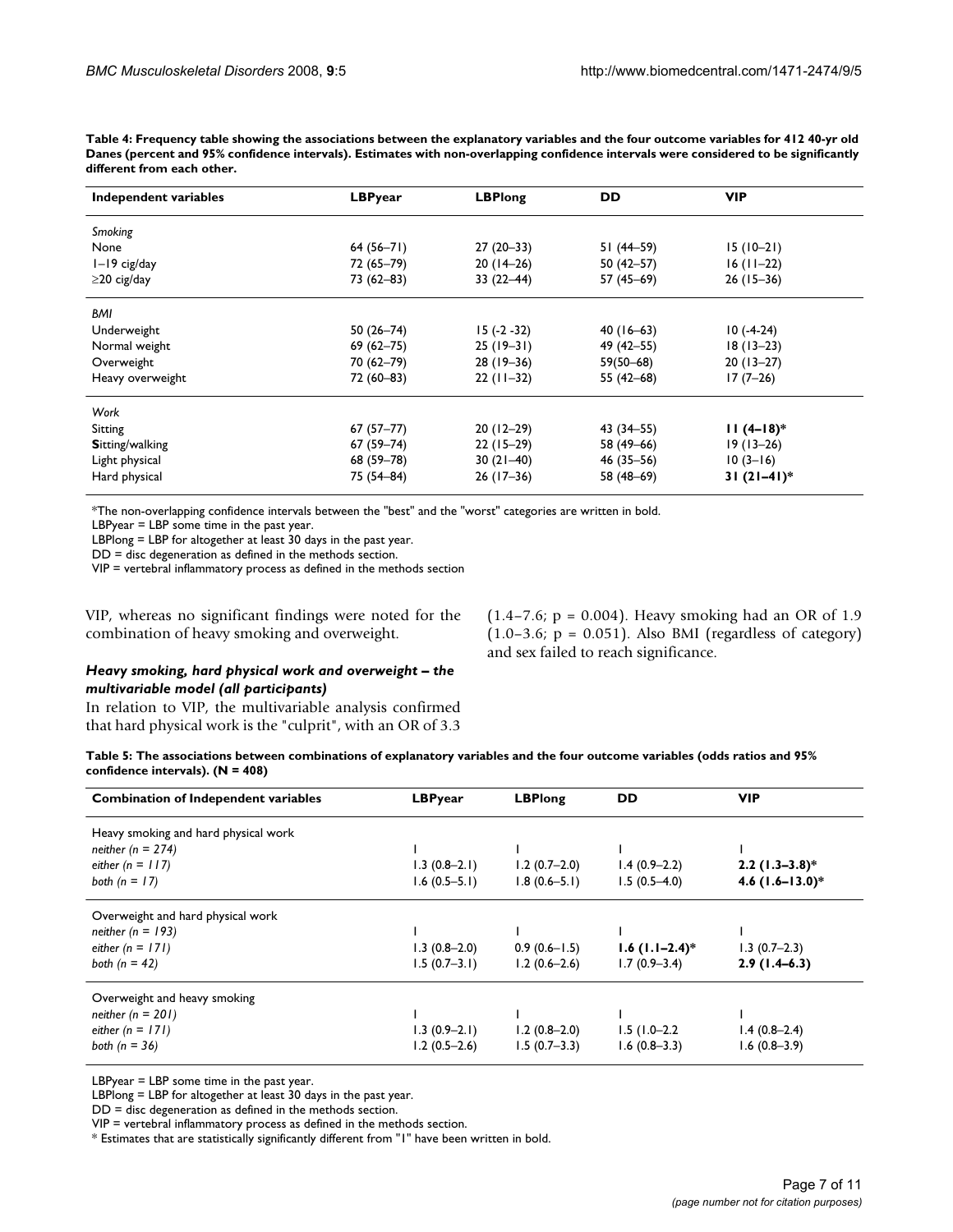**Table 4: Frequency table showing the associations between the explanatory variables and the four outcome variables for 412 40-yr old Danes (percent and 95% confidence intervals). Estimates with non-overlapping confidence intervals were considered to be significantly different from each other.**

| Independent variables | LBPyear | LBPlong | DD | VIP |
|---|---|---|---|---|
| *Smoking* | | | | |
| None | 64 (56–71) | 27 (20–33) | 51 (44–59) | 15 (10–21) |
| 1–19 cig/day | 72 (65–79) | 20 (14–26) | 50 (42–57) | 16 (11–22) |
| ≥20 cig/day | 73 (62–83) | 33 (22–44) | 57 (45–69) | 26 (15–36) |
| *BMI* | | | | |
| Underweight | 50 (26–74) | 15 (-2 -32) | 40 (16–63) | 10 (-4-24) |
| Normal weight | 69 (62–75) | 25 (19–31) | 49 (42–55) | 18 (13–23) |
| Overweight | 70 (62–79) | 28 (19–36) | 59(50–68) | 20 (13–27) |
| Heavy overweight | 72 (60–83) | 22 (11–32) | 55 (42–68) | 17 (7–26) |
| *Work* | | | | |
| Sitting | 67 (57–77) | 20 (12–29) | 43 (34–55) | **11 (4–18)*** |
| Sitting/walking | 67 (59–74) | 22 (15–29) | 58 (49–66) | 19 (13–26) |
| Light physical | 68 (59–78) | 30 (21–40) | 46 (35–56) | 10 (3–16) |
| Hard physical | 75 (54–84) | 26 (17–36) | 58 (48–69) | **31 (21–41)*** |

*The non-overlapping confidence intervals between the "best" and the "worst" categories are written in bold.

LBPyear = LBP some time in the past year.

LBPlong = LBP for altogether at least 30 days in the past year.

DD = disc degeneration as defined in the methods section.

VIP = vertebral inflammatory process as defined in the methods section

VIP, whereas no significant findings were noted for the combination of heavy smoking and overweight.

### *Heavy smoking, hard physical work and overweight – the multivariable model (all participants)*

In relation to VIP, the multivariable analysis confirmed that hard physical work is the "culprit", with an OR of 3.3 (1.4–7.6; p = 0.004). Heavy smoking had an OR of 1.9 (1.0–3.6; p = 0.051). Also BMI (regardless of category) and sex failed to reach significance.

**Table 5: The associations between combinations of explanatory variables and the four outcome variables (odds ratios and 95% confidence intervals). (N = 408)**

| Combination of Independent variables | LBPyear | LBPlong | DD | VIP |
|---|---|---|---|---|
| Heavy smoking and hard physical work | | | | |
| *neither (n = 274)* | 1 | 1 | 1 | 1 |
| *either (n = 117)* | 1.3 (0.8–2.1) | 1.2 (0.7–2.0) | 1.4 (0.9–2.2) | **2.2 (1.3–3.8)*** |
| *both (n = 17)* | 1.6 (0.5–5.1) | 1.8 (0.6–5.1) | 1.5 (0.5–4.0) | **4.6 (1.6–13.0)*** |
| Overweight and hard physical work | | | | |
| *neither (n = 193)* | 1 | 1 | 1 | 1 |
| *either (n = 171)* | 1.3 (0.8–2.0) | 0.9 (0.6–1.5) | **1.6 (1.1–2.4)*** | 1.3 (0.7–2.3) |
| *both (n = 42)* | 1.5 (0.7–3.1) | 1.2 (0.6–2.6) | 1.7 (0.9–3.4) | **2.9 (1.4–6.3)** |
| Overweight and heavy smoking | | | | |
| *neither (n = 201)* | 1 | 1 | 1 | 1 |
| *either (n = 171)* | 1.3 (0.9–2.1) | 1.2 (0.8–2.0) | 1.5 (1.0–2.2 | 1.4 (0.8–2.4) |
| *both (n = 36)* | 1.2 (0.5–2.6) | 1.5 (0.7–3.3) | 1.6 (0.8–3.3) | 1.6 (0.8–3.9) |

LBPyear = LBP some time in the past year.

LBPlong = LBP for altogether at least 30 days in the past year.

DD = disc degeneration as defined in the methods section.

VIP = vertebral inflammatory process as defined in the methods section.

* Estimates that are statistically significantly different from "1" have been written in bold.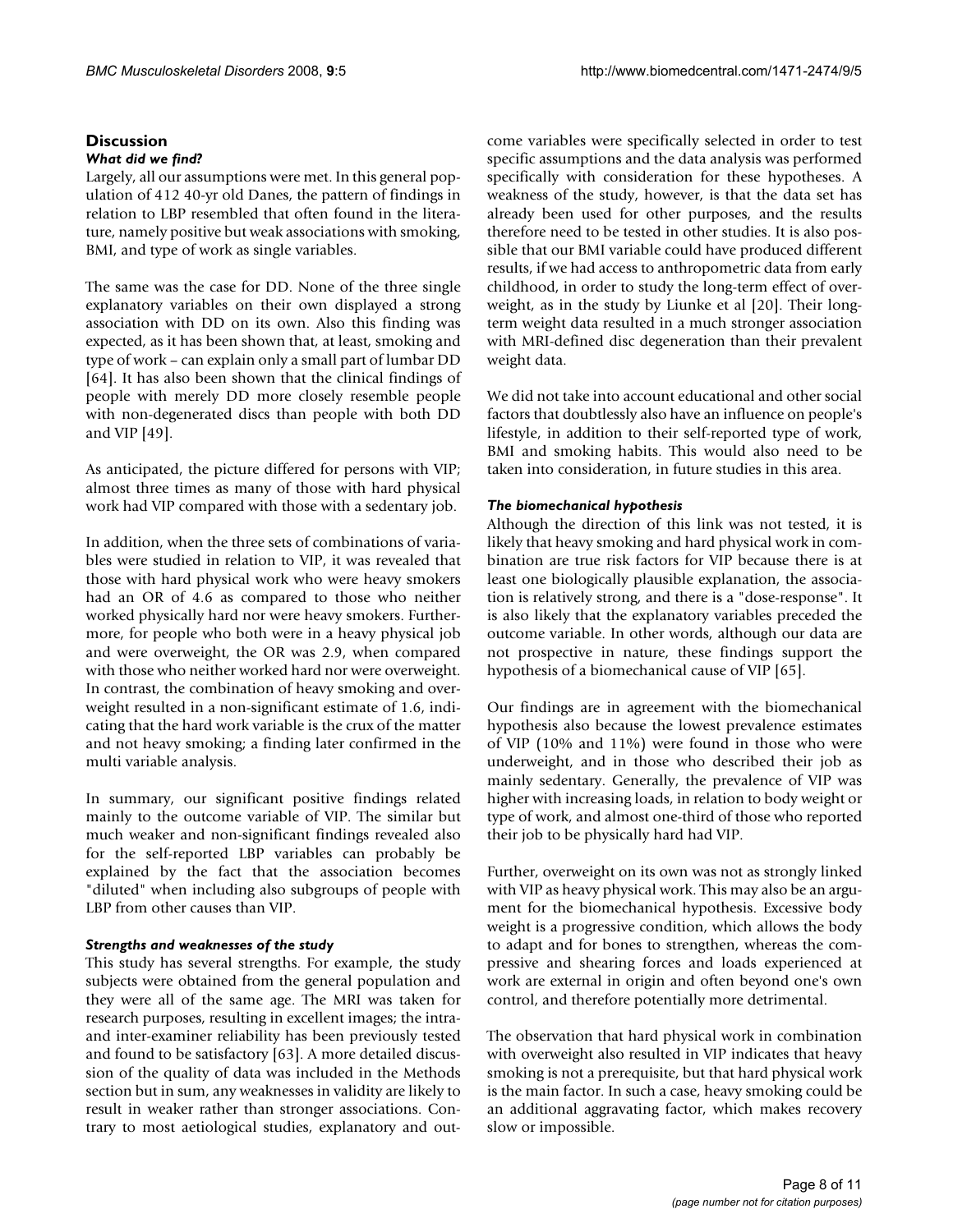## Discussion

### *What did we find?*

Largely, all our assumptions were met. In this general population of 412 40-yr old Danes, the pattern of findings in relation to LBP resembled that often found in the literature, namely positive but weak associations with smoking, BMI, and type of work as single variables.

The same was the case for DD. None of the three single explanatory variables on their own displayed a strong association with DD on its own. Also this finding was expected, as it has been shown that, at least, smoking and type of work – can explain only a small part of lumbar DD [64]. It has also been shown that the clinical findings of people with merely DD more closely resemble people with non-degenerated discs than people with both DD and VIP [49].

As anticipated, the picture differed for persons with VIP; almost three times as many of those with hard physical work had VIP compared with those with a sedentary job.

In addition, when the three sets of combinations of variables were studied in relation to VIP, it was revealed that those with hard physical work who were heavy smokers had an OR of 4.6 as compared to those who neither worked physically hard nor were heavy smokers. Furthermore, for people who both were in a heavy physical job and were overweight, the OR was 2.9, when compared with those who neither worked hard nor were overweight. In contrast, the combination of heavy smoking and overweight resulted in a non-significant estimate of 1.6, indicating that the hard work variable is the crux of the matter and not heavy smoking; a finding later confirmed in the multi variable analysis.

In summary, our significant positive findings related mainly to the outcome variable of VIP. The similar but much weaker and non-significant findings revealed also for the self-reported LBP variables can probably be explained by the fact that the association becomes "diluted" when including also subgroups of people with LBP from other causes than VIP.

### *Strengths and weaknesses of the study*

This study has several strengths. For example, the study subjects were obtained from the general population and they were all of the same age. The MRI was taken for research purposes, resulting in excellent images; the intra- and inter-examiner reliability has been previously tested and found to be satisfactory [63]. A more detailed discussion of the quality of data was included in the Methods section but in sum, any weaknesses in validity are likely to result in weaker rather than stronger associations. Contrary to most aetiological studies, explanatory and outcome variables were specifically selected in order to test specific assumptions and the data analysis was performed specifically with consideration for these hypotheses. A weakness of the study, however, is that the data set has already been used for other purposes, and the results therefore need to be tested in other studies. It is also possible that our BMI variable could have produced different results, if we had access to anthropometric data from early childhood, in order to study the long-term effect of overweight, as in the study by Liunke et al [20]. Their long-term weight data resulted in a much stronger association with MRI-defined disc degeneration than their prevalent weight data.

We did not take into account educational and other social factors that doubtlessly also have an influence on people's lifestyle, in addition to their self-reported type of work, BMI and smoking habits. This would also need to be taken into consideration, in future studies in this area.

### *The biomechanical hypothesis*

Although the direction of this link was not tested, it is likely that heavy smoking and hard physical work in combination are true risk factors for VIP because there is at least one biologically plausible explanation, the association is relatively strong, and there is a "dose-response". It is also likely that the explanatory variables preceded the outcome variable. In other words, although our data are not prospective in nature, these findings support the hypothesis of a biomechanical cause of VIP [65].

Our findings are in agreement with the biomechanical hypothesis also because the lowest prevalence estimates of VIP (10% and 11%) were found in those who were underweight, and in those who described their job as mainly sedentary. Generally, the prevalence of VIP was higher with increasing loads, in relation to body weight or type of work, and almost one-third of those who reported their job to be physically hard had VIP.

Further, overweight on its own was not as strongly linked with VIP as heavy physical work. This may also be an argument for the biomechanical hypothesis. Excessive body weight is a progressive condition, which allows the body to adapt and for bones to strengthen, whereas the compressive and shearing forces and loads experienced at work are external in origin and often beyond one's own control, and therefore potentially more detrimental.

The observation that hard physical work in combination with overweight also resulted in VIP indicates that heavy smoking is not a prerequisite, but that hard physical work is the main factor. In such a case, heavy smoking could be an additional aggravating factor, which makes recovery slow or impossible.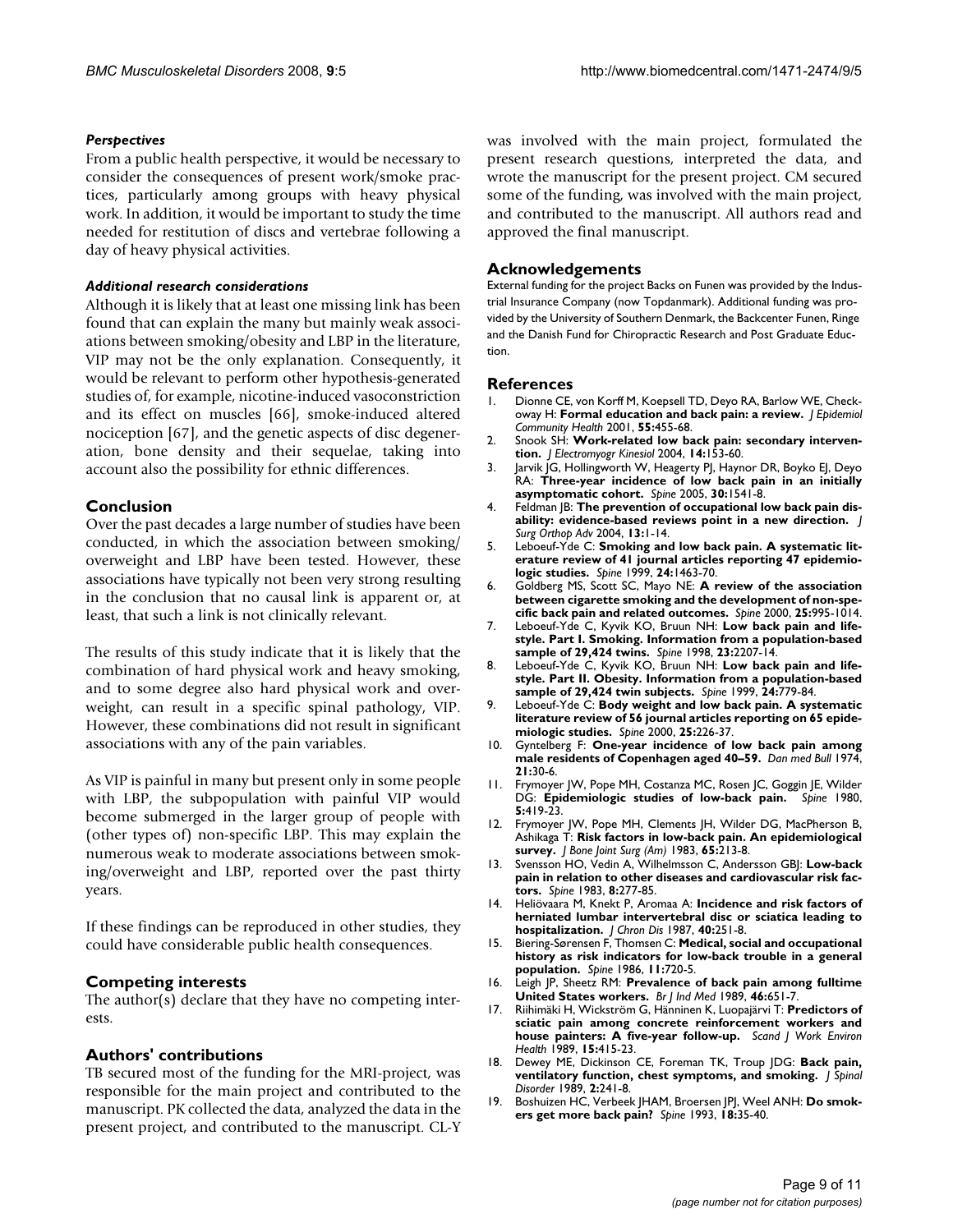#### *Perspectives*

From a public health perspective, it would be necessary to consider the consequences of present work/smoke practices, particularly among groups with heavy physical work. In addition, it would be important to study the time needed for restitution of discs and vertebrae following a day of heavy physical activities.

#### *Additional research considerations*

Although it is likely that at least one missing link has been found that can explain the many but mainly weak associations between smoking/obesity and LBP in the literature, VIP may not be the only explanation. Consequently, it would be relevant to perform other hypothesis-generated studies of, for example, nicotine-induced vasoconstriction and its effect on muscles [66], smoke-induced altered nociception [67], and the genetic aspects of disc degeneration, bone density and their sequelae, taking into account also the possibility for ethnic differences.

## Conclusion

Over the past decades a large number of studies have been conducted, in which the association between smoking/overweight and LBP have been tested. However, these associations have typically not been very strong resulting in the conclusion that no causal link is apparent or, at least, that such a link is not clinically relevant.

The results of this study indicate that it is likely that the combination of hard physical work and heavy smoking, and to some degree also hard physical work and overweight, can result in a specific spinal pathology, VIP. However, these combinations did not result in significant associations with any of the pain variables.

As VIP is painful in many but present only in some people with LBP, the subpopulation with painful VIP would become submerged in the larger group of people with (other types of) non-specific LBP. This may explain the numerous weak to moderate associations between smoking/overweight and LBP, reported over the past thirty years.

If these findings can be reproduced in other studies, they could have considerable public health consequences.

## Competing interests

The author(s) declare that they have no competing interests.

## Authors' contributions

TB secured most of the funding for the MRI-project, was responsible for the main project and contributed to the manuscript. PK collected the data, analyzed the data in the present project, and contributed to the manuscript. CL-Y was involved with the main project, formulated the present research questions, interpreted the data, and wrote the manuscript for the present project. CM secured some of the funding, was involved with the main project, and contributed to the manuscript. All authors read and approved the final manuscript.

## Acknowledgements

External funding for the project Backs on Funen was provided by the Industrial Insurance Company (now Topdanmark). Additional funding was provided by the University of Southern Denmark, the Backcenter Funen, Ringe and the Danish Fund for Chiropractic Research and Post Graduate Eduction.

## References

1. Dionne CE, von Korff M, Koepsell TD, Deyo RA, Barlow WE, Checkoway H: **Formal education and back pain: a review.** *J Epidemiol Community Health* 2001, **55:**455-68.
2. Snook SH: **Work-related low back pain: secondary intervention.** *J Electromyogr Kinesiol* 2004, **14:**153-60.
3. Jarvik JG, Hollingworth W, Heagerty PJ, Haynor DR, Boyko EJ, Deyo RA: **Three-year incidence of low back pain in an initially asymptomatic cohort.** *Spine* 2005, **30:**1541-8.
4. Feldman JB: **The prevention of occupational low back pain disability: evidence-based reviews point in a new direction.** *J Surg Orthop Adv* 2004, **13:**1-14.
5. Leboeuf-Yde C: **Smoking and low back pain. A systematic literature review of 41 journal articles reporting 47 epidemiologic studies.** *Spine* 1999, **24:**1463-70.
6. Goldberg MS, Scott SC, Mayo NE: **A review of the association between cigarette smoking and the development of non-specific back pain and related outcomes.** *Spine* 2000, **25:**995-1014.
7. Leboeuf-Yde C, Kyvik KO, Bruun NH: **Low back pain and lifestyle. Part I. Smoking. Information from a population-based sample of 29,424 twins.** *Spine* 1998, **23:**2207-14.
8. Leboeuf-Yde C, Kyvik KO, Bruun NH: **Low back pain and lifestyle. Part II. Obesity. Information from a population-based sample of 29,424 twin subjects.** *Spine* 1999, **24:**779-84.
9. Leboeuf-Yde C: **Body weight and low back pain. A systematic literature review of 56 journal articles reporting on 65 epidemiologic studies.** *Spine* 2000, **25:**226-37.
10. Gyntelberg F: **One-year incidence of low back pain among male residents of Copenhagen aged 40–59.** *Dan med Bull* 1974, **21:**30-6.
11. Frymoyer JW, Pope MH, Costanza MC, Rosen JC, Goggin JE, Wilder DG: **Epidemiologic studies of low-back pain.** *Spine* 1980, **5:**419-23.
12. Frymoyer JW, Pope MH, Clements JH, Wilder DG, MacPherson B, Ashikaga T: **Risk factors in low-back pain. An epidemiological survey.** *J Bone Joint Surg (Am)* 1983, **65:**213-8.
13. Svensson HO, Vedin A, Wilhelmsson C, Andersson GBJ: **Low-back pain in relation to other diseases and cardiovascular risk factors.** *Spine* 1983, **8:**277-85.
14. Heliövaara M, Knekt P, Aromaa A: **Incidence and risk factors of herniated lumbar intervertebral disc or sciatica leading to hospitalization.** *J Chron Dis* 1987, **40:**251-8.
15. Biering-Sørensen F, Thomsen C: **Medical, social and occupational history as risk indicators for low-back trouble in a general population.** *Spine* 1986, **11:**720-5.
16. Leigh JP, Sheetz RM: **Prevalence of back pain among fulltime United States workers.** *Br J Ind Med* 1989, **46:**651-7.
17. Riihimäki H, Wickström G, Hänninen K, Luopajärvi T: **Predictors of sciatic pain among concrete reinforcement workers and house painters: A five-year follow-up.** *Scand J Work Environ Health* 1989, **15:**415-23.
18. Dewey ME, Dickinson CE, Foreman TK, Troup JDG: **Back pain, ventilatory function, chest symptoms, and smoking.** *J Spinal Disorder* 1989, **2:**241-8.
19. Boshuizen HC, Verbeek JHAM, Broersen JPJ, Weel ANH: **Do smokers get more back pain?** *Spine* 1993, **18:**35-40.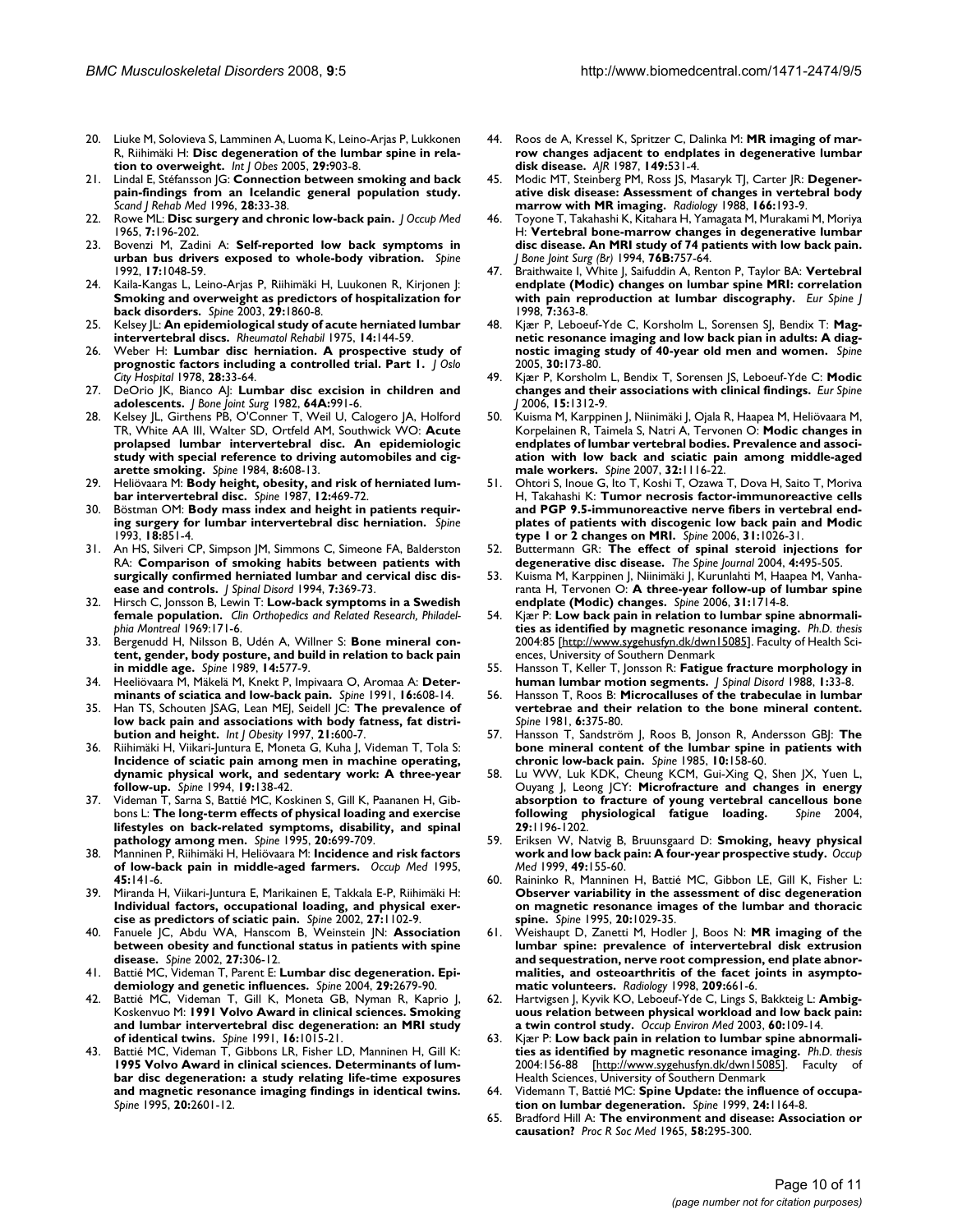20. Liuke M, Solovieva S, Lamminen A, Luoma K, Leino-Arjas P, Lukkonen R, Riihimäki H: **Disc degeneration of the lumbar spine in relation to overweight.** *Int J Obes* 2005, **29:**903-8.
21. Lindal E, Stéfansson JG: **Connection between smoking and back pain-findings from an Icelandic general population study.** *Scand J Rehab Med* 1996, **28:**33-38.
22. Rowe ML: **Disc surgery and chronic low-back pain.** *J Occup Med* 1965, **7:**196-202.
23. Bovenzi M, Zadini A: **Self-reported low back symptoms in urban bus drivers exposed to whole-body vibration.** *Spine* 1992, **17:**1048-59.
24. Kaila-Kangas L, Leino-Arjas P, Riihimäki H, Luukonen R, Kirjonen J: **Smoking and overweight as predictors of hospitalization for back disorders.** *Spine* 2003, **29:**1860-8.
25. Kelsey JL: **An epidemiological study of acute herniated lumbar intervertebral discs.** *Rheumatol Rehabil* 1975, **14:**144-59.
26. Weber H: **Lumbar disc herniation. A prospective study of prognostic factors including a controlled trial. Part 1.** *J Oslo City Hospital* 1978, **28:**33-64.
27. DeOrio JK, Bianco AJ: **Lumbar disc excision in children and adolescents.** *J Bone Joint Surg* 1982, **64A:**991-6.
28. Kelsey JL, Girthens PB, O'Conner T, Weil U, Calogero JA, Holford TR, White AA III, Walter SD, Ortfeld AM, Southwick WO: **Acute prolapsed lumbar intervertebral disc. An epidemiologic study with special reference to driving automobiles and cigarette smoking.** *Spine* 1984, **8:**608-13.
29. Heliövaara M: **Body height, obesity, and risk of herniated lumbar intervertebral disc.** *Spine* 1987, **12:**469-72.
30. Böstman OM: **Body mass index and height in patients requiring surgery for lumbar intervertebral disc herniation.** *Spine* 1993, **18:**851-4.
31. An HS, Silveri CP, Simpson JM, Simmons C, Simeone FA, Balderston RA: **Comparison of smoking habits between patients with surgically confirmed herniated lumbar and cervical disc disease and controls.** *J Spinal Disord* 1994, **7:**369-73.
32. Hirsch C, Jonsson B, Lewin T: **Low-back symptoms in a Swedish female population.** *Clin Orthopedics and Related Research, Philadelphia Montreal* 1969:171-6.
33. Bergenudd H, Nilsson B, Udén A, Willner S: **Bone mineral content, gender, body posture, and build in relation to back pain in middle age.** *Spine* 1989, **14:**577-9.
34. Heeliövaara M, Mäkelä M, Knekt P, Impivaara O, Aromaa A: **Determinants of sciatica and low-back pain.** *Spine* 1991, **16:**608-14.
35. Han TS, Schouten JSAG, Lean MEJ, Seidell JC: **The prevalence of low back pain and associations with body fatness, fat distribution and height.** *Int J Obesity* 1997, **21:**600-7.
36. Riihimäki H, Viikari-Juntura E, Moneta G, Kuha J, Videman T, Tola S: **Incidence of sciatic pain among men in machine operating, dynamic physical work, and sedentary work: A three-year follow-up.** *Spine* 1994, **19:**138-42.
37. Videman T, Sarna S, Battié MC, Koskinen S, Gill K, Paananen H, Gibbons L: **The long-term effects of physical loading and exercise lifestyles on back-related symptoms, disability, and spinal pathology among men.** *Spine* 1995, **20:**699-709.
38. Manninen P, Riihimäki H, Heliövaara M: **Incidence and risk factors of low-back pain in middle-aged farmers.** *Occup Med* 1995, **45:**141-6.
39. Miranda H, Viikari-Juntura E, Marikainen E, Takkala E-P, Riihimäki H: **Individual factors, occupational loading, and physical exercise as predictors of sciatic pain.** *Spine* 2002, **27:**1102-9.
40. Fanuele JC, Abdu WA, Hanscom B, Weinstein JN: **Association between obesity and functional status in patients with spine disease.** *Spine* 2002, **27:**306-12.
41. Battié MC, Videman T, Parent E: **Lumbar disc degeneration. Epidemiology and genetic influences.** *Spine* 2004, **29:**2679-90.
42. Battié MC, Videman T, Gill K, Moneta GB, Nyman R, Kaprio J, Koskenvuo M: **1991 Volvo Award in clinical sciences. Smoking and lumbar intervertebral disc degeneration: an MRI study of identical twins.** *Spine* 1991, **16:**1015-21.
43. Battié MC, Videman T, Gibbons LR, Fisher LD, Manninen H, Gill K: **1995 Volvo Award in clinical sciences. Determinants of lumbar disc degeneration: a study relating life-time exposures and magnetic resonance imaging findings in identical twins.** *Spine* 1995, **20:**2601-12.
44. Roos de A, Kressel K, Spritzer C, Dalinka M: **MR imaging of marrow changes adjacent to endplates in degenerative lumbar disk disease.** *AJR* 1987, **149:**531-4.
45. Modic MT, Steinberg PM, Ross JS, Masaryk TJ, Carter JR: **Degenerative disk disease: Assessment of changes in vertebral body marrow with MR imaging.** *Radiology* 1988, **166:**193-9.
46. Toyone T, Takahashi K, Kitahara H, Yamagata M, Murakami M, Moriya H: **Vertebral bone-marrow changes in degenerative lumbar disc disease. An MRI study of 74 patients with low back pain.** *J Bone Joint Surg (Br)* 1994, **76B:**757-64.
47. Braithwaite I, White J, Saifuddin A, Renton P, Taylor BA: **Vertebral endplate (Modic) changes on lumbar spine MRI: correlation with pain reproduction at lumbar discography.** *Eur Spine J* 1998, **7:**363-8.
48. Kjær P, Leboeuf-Yde C, Korsholm L, Sorensen SJ, Bendix T: **Magnetic resonance imaging and low back pian in adults: A diagnostic imaging study of 40-year old men and women.** *Spine* 2005, **30:**173-80.
49. Kjær P, Korsholm L, Bendix T, Sorensen JS, Leboeuf-Yde C: **Modic changes and their associations with clinical findings.** *Eur Spine J* 2006, **15:**1312-9.
50. Kuisma M, Karppinen J, Niinimäki J, Ojala R, Haapea M, Heliövaara M, Korpelainen R, Taimela S, Natri A, Tervonen O: **Modic changes in endplates of lumbar vertebral bodies. Prevalence and association with low back and sciatic pain among middle-aged male workers.** *Spine* 2007, **32:**1116-22.
51. Ohtori S, Inoue G, Ito T, Koshi T, Ozawa T, Dova H, Saito T, Moriva H, Takahashi K: **Tumor necrosis factor-immunoreactive cells and PGP 9.5-immunoreactive nerve fibers in vertebral endplates of patients with discogenic low back pain and Modic type 1 or 2 changes on MRI.** *Spine* 2006, **31:**1026-31.
52. Buttermann GR: **The effect of spinal steroid injections for degenerative disc disease.** *The Spine Journal* 2004, **4:**495-505.
53. Kuisma M, Karppinen J, Niinimäki J, Kurunlahti M, Haapea M, Vanharanta H, Tervonen O: **A three-year follow-up of lumbar spine endplate (Modic) changes.** *Spine* 2006, **31:**1714-8.
54. Kjær P: **Low back pain in relation to lumbar spine abnormalities as identified by magnetic resonance imaging.** *Ph.D. thesis* 2004:85 [http://www.sygehusfyn.dk/dwn15085]. Faculty of Health Sciences, University of Southern Denmark
55. Hansson T, Keller T, Jonsson R: **Fatigue fracture morphology in human lumbar motion segments.** *J Spinal Disord* 1988, **1:**33-8.
56. Hansson T, Roos B: **Microcalluses of the trabeculae in lumbar vertebrae and their relation to the bone mineral content.** *Spine* 1981, **6:**375-80.
57. Hansson T, Sandström J, Roos B, Jonson R, Andersson GBJ: **The bone mineral content of the lumbar spine in patients with chronic low-back pain.** *Spine* 1985, **10:**158-60.
58. Lu WW, Luk KDK, Cheung KCM, Gui-Xing Q, Shen JX, Yuen L, Ouyang J, Leong JCY: **Microfracture and changes in energy absorption to fracture of young vertebral cancellous bone following physiological fatigue loading.** *Spine* 2004, **29:**1196-1202.
59. Eriksen W, Natvig B, Bruunsgaard D: **Smoking, heavy physical work and low back pain: A four-year prospective study.** *Occup Med* 1999, **49:**155-60.
60. Raininko R, Manninen H, Battié MC, Gibbon LE, Gill K, Fisher L: **Observer variability in the assessment of disc degeneration on magnetic resonance images of the lumbar and thoracic spine.** *Spine* 1995, **20:**1029-35.
61. Weishaupt D, Zanetti M, Hodler J, Boos N: **MR imaging of the lumbar spine: prevalence of intervertebral disk extrusion and sequestration, nerve root compression, end plate abnormalities, and osteoarthritis of the facet joints in asymptomatic volunteers.** *Radiology* 1998, **209:**661-6.
62. Hartvigsen J, Kyvik KO, Leboeuf-Yde C, Lings S, Bakkteig L: **Ambiguous relation between physical workload and low back pain: a twin control study.** *Occup Environ Med* 2003, **60:**109-14.
63. Kjær P: **Low back pain in relation to lumbar spine abnormalities as identified by magnetic resonance imaging.** *Ph.D. thesis* 2004:156-88 [http://www.sygehusfyn.dk/dwn15085]. Faculty of Health Sciences, University of Southern Denmark
64. Videmann T, Battié MC: **Spine Update: the influence of occupation on lumbar degeneration.** *Spine* 1999, **24:**1164-8.
65. Bradford Hill A: **The environment and disease: Association or causation?** *Proc R Soc Med* 1965, **58:**295-300.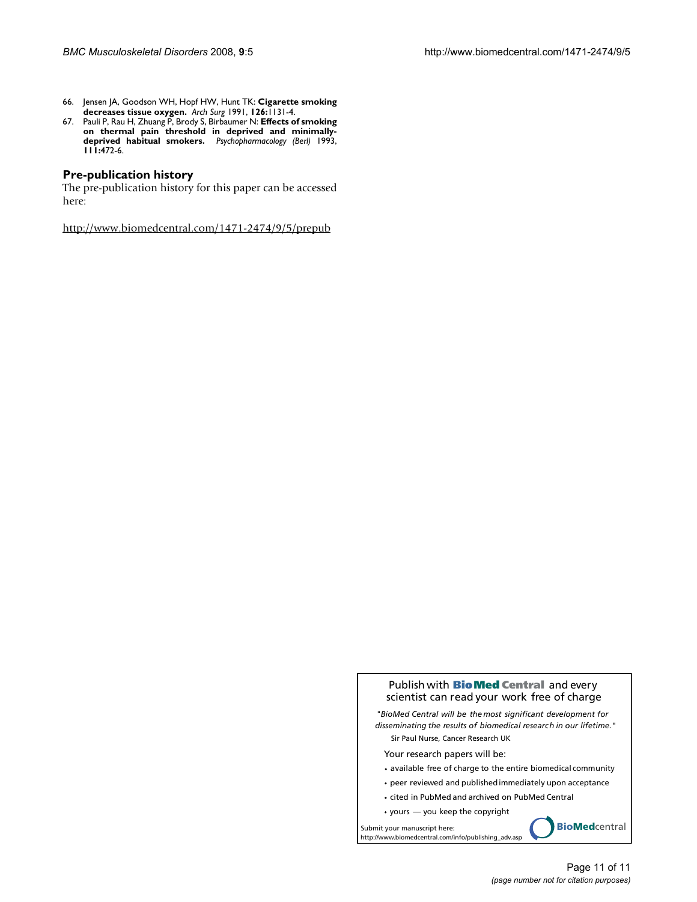66. Jensen JA, Goodson WH, Hopf HW, Hunt TK: **Cigarette smoking decreases tissue oxygen.** *Arch Surg* 1991, **126:**1131-4.
67. Pauli P, Rau H, Zhuang P, Brody S, Birbaumer N: **Effects of smoking on thermal pain threshold in deprived and minimally-deprived habitual smokers.** *Psychopharmacology (Berl)* 1993, **111:**472-6.

## Pre-publication history

The pre-publication history for this paper can be accessed here:

http://www.biomedcentral.com/1471-2474/9/5/prepub

Publish with **BioMed Central** and every scientist can read your work free of charge

*"BioMed Central will be the most significant development for disseminating the results of biomedical research in our lifetime."*
Sir Paul Nurse, Cancer Research UK

Your research papers will be:

- available free of charge to the entire biomedical community
- peer reviewed and published immediately upon acceptance
- cited in PubMed and archived on PubMed Central
- yours — you keep the copyright

Submit your manuscript here:
http://www.biomedcentral.com/info/publishing_adv.asp

**BioMed**central